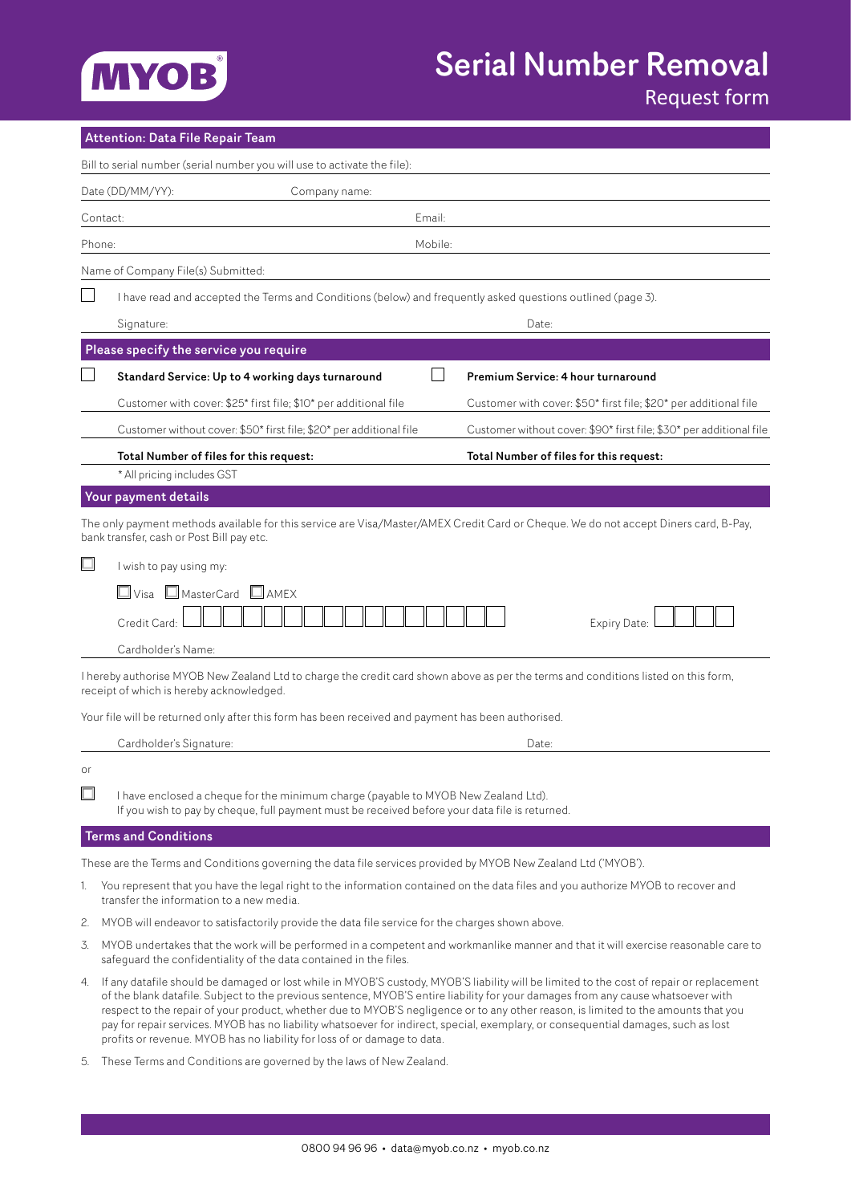# Serial Number Removal

## Request form

## Attention: Data File Repair Team

Bill to serial number (serial number you will use to activate the file):

Date (DD/MM/YY): Company name:

Contact: Email:

Phone: Mobile:

Name of Company File(s) Submitted:

☐ I have read and accepted the Terms and Conditions (below) and frequently asked questions outlined (page 3).

Signature: Date:

## Please specify the service you require

| | |
|---|---|
| ☐ **Standard Service: Up to 4 working days turnaround** | ☐ **Premium Service: 4 hour turnaround** |
| Customer with cover: $25* first file; $10* per additional file | Customer with cover: $50* first file; $20* per additional file |
| Customer without cover: $50* first file; $20* per additional file | Customer without cover: $90* first file; $30* per additional file |
| **Total Number of files for this request:** | **Total Number of files for this request:** |

* All pricing includes GST

## Your payment details

The only payment methods available for this service are Visa/Master/AMEX Credit Card or Cheque. We do not accept Diners card, B-Pay, bank transfer, cash or Post Bill pay etc.

☐ I wish to pay using my:

☐ Visa ☐ MasterCard ☐ AMEX

Credit Card: Expiry Date:

Cardholder's Name:

I hereby authorise MYOB New Zealand Ltd to charge the credit card shown above as per the terms and conditions listed on this form, receipt of which is hereby acknowledged.

Your file will be returned only after this form has been received and payment has been authorised.

Cardholder's Signature: Date:

or

☐ I have enclosed a cheque for the minimum charge (payable to MYOB New Zealand Ltd). If you wish to pay by cheque, full payment must be received before your data file is returned.

## Terms and Conditions

These are the Terms and Conditions governing the data file services provided by MYOB New Zealand Ltd ('MYOB').

1. You represent that you have the legal right to the information contained on the data files and you authorize MYOB to recover and transfer the information to a new media.
2. MYOB will endeavor to satisfactorily provide the data file service for the charges shown above.
3. MYOB undertakes that the work will be performed in a competent and workmanlike manner and that it will exercise reasonable care to safeguard the confidentiality of the data contained in the files.
4. If any datafile should be damaged or lost while in MYOB'S custody, MYOB'S liability will be limited to the cost of repair or replacement of the blank datafile. Subject to the previous sentence, MYOB'S entire liability for your damages from any cause whatsoever with respect to the repair of your product, whether due to MYOB'S negligence or to any other reason, is limited to the amounts that you pay for repair services. MYOB has no liability whatsoever for indirect, special, exemplary, or consequential damages, such as lost profits or revenue. MYOB has no liability for loss of or damage to data.
5. These Terms and Conditions are governed by the laws of New Zealand.

0800 94 96 96 • data@myob.co.nz • myob.co.nz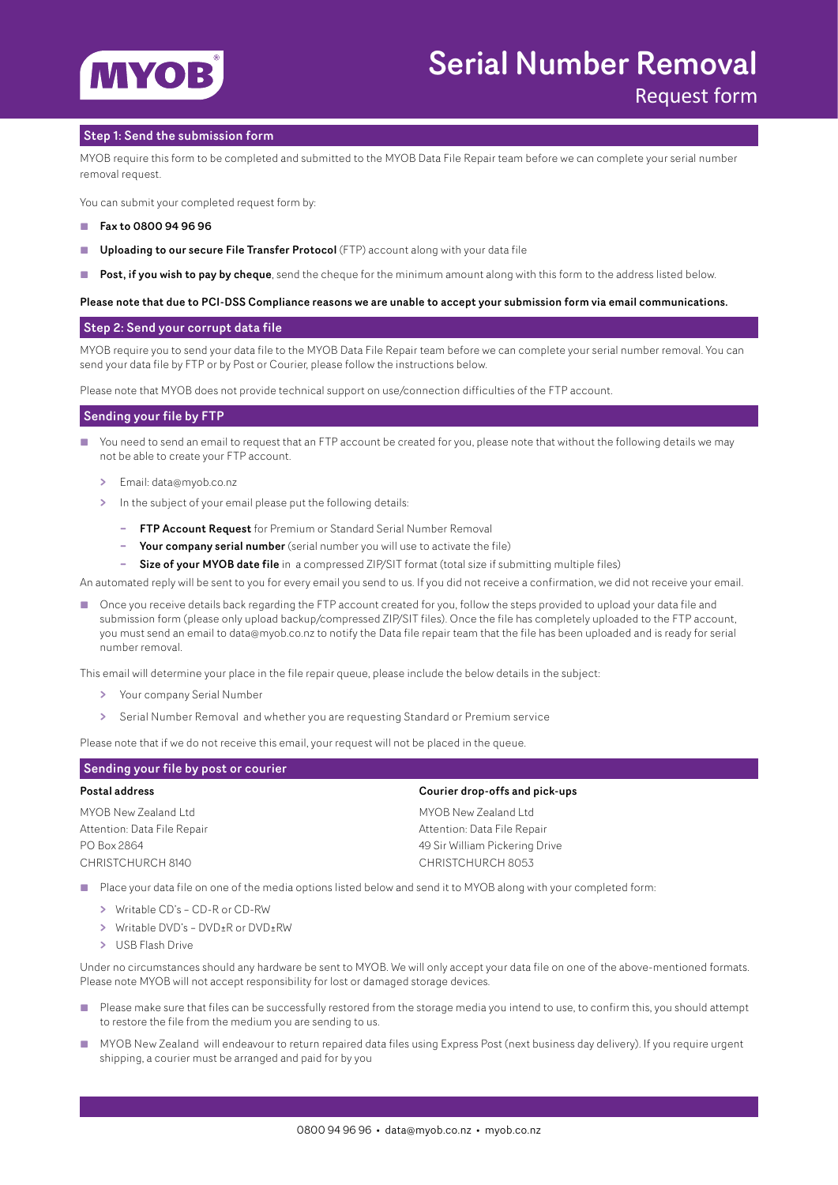# Serial Number Removal

## Request form

### Step 1: Send the submission form

MYOB require this form to be completed and submitted to the MYOB Data File Repair team before we can complete your serial number removal request.

You can submit your completed request form by:

- **Fax to 0800 94 96 96**
- **Uploading to our secure File Transfer Protocol** (FTP) account along with your data file
- **Post, if you wish to pay by cheque**, send the cheque for the minimum amount along with this form to the address listed below.

**Please note that due to PCI-DSS Compliance reasons we are unable to accept your submission form via email communications.**

### Step 2: Send your corrupt data file

MYOB require you to send your data file to the MYOB Data File Repair team before we can complete your serial number removal. You can send your data file by FTP or by Post or Courier, please follow the instructions below.

Please note that MYOB does not provide technical support on use/connection difficulties of the FTP account.

### Sending your file by FTP

- You need to send an email to request that an FTP account be created for you, please note that without the following details we may not be able to create your FTP account.
  - Email: data@myob.co.nz
  - In the subject of your email please put the following details:
    - **FTP Account Request** for Premium or Standard Serial Number Removal
    - **Your company serial number** (serial number you will use to activate the file)
    - **Size of your MYOB date file** in a compressed ZIP/SIT format (total size if submitting multiple files)

An automated reply will be sent to you for every email you send to us. If you did not receive a confirmation, we did not receive your email.

- Once you receive details back regarding the FTP account created for you, follow the steps provided to upload your data file and submission form (please only upload backup/compressed ZIP/SIT files). Once the file has completely uploaded to the FTP account, you must send an email to data@myob.co.nz to notify the Data file repair team that the file has been uploaded and is ready for serial number removal.

This email will determine your place in the file repair queue, please include the below details in the subject:

- Your company Serial Number
- Serial Number Removal and whether you are requesting Standard or Premium service

Please note that if we do not receive this email, your request will not be placed in the queue.

### Sending your file by post or courier

**Postal address**

MYOB New Zealand Ltd
Attention: Data File Repair
PO Box 2864
CHRISTCHURCH 8140

**Courier drop-offs and pick-ups**

MYOB New Zealand Ltd
Attention: Data File Repair
49 Sir William Pickering Drive
CHRISTCHURCH 8053

- Place your data file on one of the media options listed below and send it to MYOB along with your completed form:
  - Writable CD's – CD-R or CD-RW
  - Writable DVD's – DVD±R or DVD±RW
  - USB Flash Drive

Under no circumstances should any hardware be sent to MYOB. We will only accept your data file on one of the above-mentioned formats. Please note MYOB will not accept responsibility for lost or damaged storage devices.

- Please make sure that files can be successfully restored from the storage media you intend to use, to confirm this, you should attempt to restore the file from the medium you are sending to us.
- MYOB New Zealand will endeavour to return repaired data files using Express Post (next business day delivery). If you require urgent shipping, a courier must be arranged and paid for by you

0800 94 96 96 • data@myob.co.nz • myob.co.nz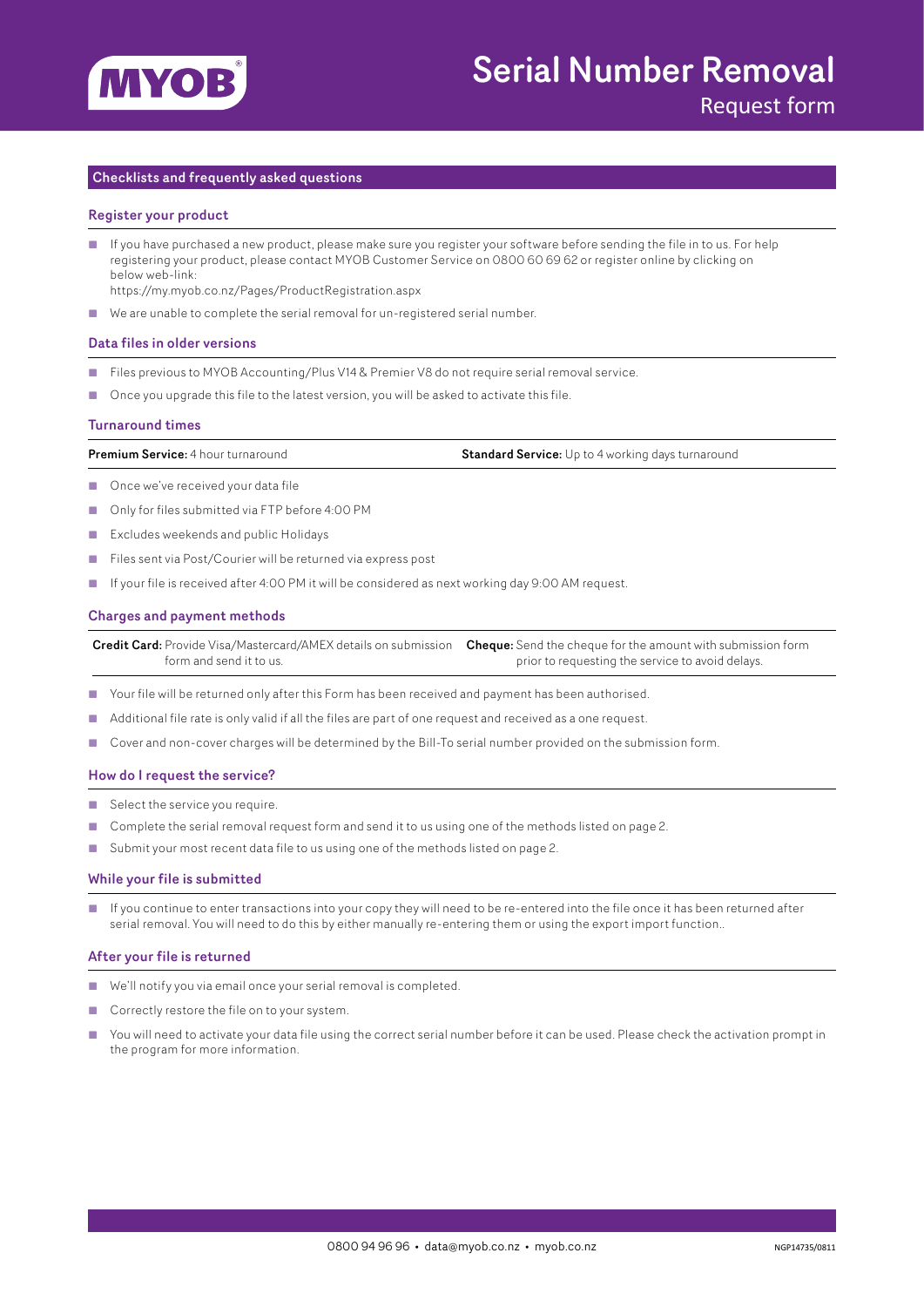# Serial Number Removal

Request form

## Checklists and frequently asked questions

### Register your product

- If you have purchased a new product, please make sure you register your software before sending the file in to us. For help registering your product, please contact MYOB Customer Service on 0800 60 69 62 or register online by clicking on below web-link: https://my.myob.co.nz/Pages/ProductRegistration.aspx
- We are unable to complete the serial removal for un-registered serial number.

### Data files in older versions

- Files previous to MYOB Accounting/Plus V14 & Premier V8 do not require serial removal service.
- Once you upgrade this file to the latest version, you will be asked to activate this file.

### Turnaround times

| | |
|---|---|
| **Premium Service:** 4 hour turnaround | **Standard Service:** Up to 4 working days turnaround |

- Once we've received your data file
- Only for files submitted via FTP before 4:00 PM
- Excludes weekends and public Holidays
- Files sent via Post/Courier will be returned via express post
- If your file is received after 4:00 PM it will be considered as next working day 9:00 AM request.

### Charges and payment methods

| | |
|---|---|
| **Credit Card:** Provide Visa/Mastercard/AMEX details on submission form and send it to us. | **Cheque:** Send the cheque for the amount with submission form prior to requesting the service to avoid delays. |

- Your file will be returned only after this Form has been received and payment has been authorised.
- Additional file rate is only valid if all the files are part of one request and received as a one request.
- Cover and non-cover charges will be determined by the Bill-To serial number provided on the submission form.

### How do I request the service?

- Select the service you require.
- Complete the serial removal request form and send it to us using one of the methods listed on page 2.
- Submit your most recent data file to us using one of the methods listed on page 2.

### While your file is submitted

- If you continue to enter transactions into your copy they will need to be re-entered into the file once it has been returned after serial removal. You will need to do this by either manually re-entering them or using the export import function..

### After your file is returned

- We'll notify you via email once your serial removal is completed.
- Correctly restore the file on to your system.
- You will need to activate your data file using the correct serial number before it can be used. Please check the activation prompt in the program for more information.

0800 94 96 96 • data@myob.co.nz • myob.co.nz

NGP14735/0811